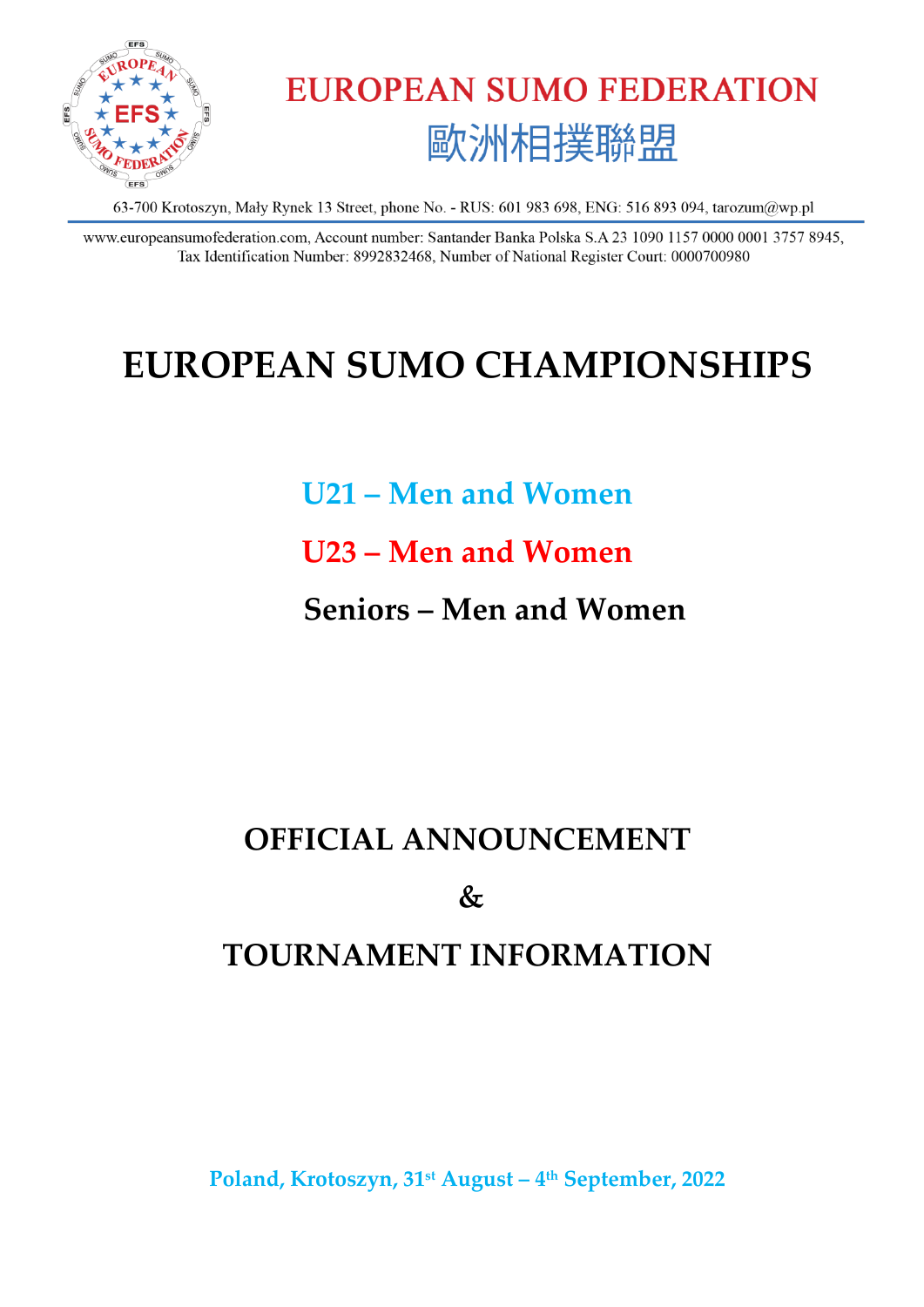# EUROPEAN SUMO FEDERATION

歐洲相撲聯盟

63-700 Krotoszyn, Mały Rynek 13 Street, phone No. - RUS: 601 983 698, ENG: 516 893 094, tarozum@wp.pl

www.europeansumofederation.com, Account number: Santander Banka Polska S.A 23 1090 1157 0000 0001 3757 8945, Tax Identification Number: 8992832468, Number of National Register Court: 0000700980

# EUROPEAN SUMO CHAMPIONSHIPS

## U21 – Men and Women

## U23 – Men and Women

## Seniors – Men and Women

## OFFICIAL ANNOUNCEMENT

## &

## TOURNAMENT INFORMATION

**Poland, Krotoszyn, 31st August – 4th September, 2022**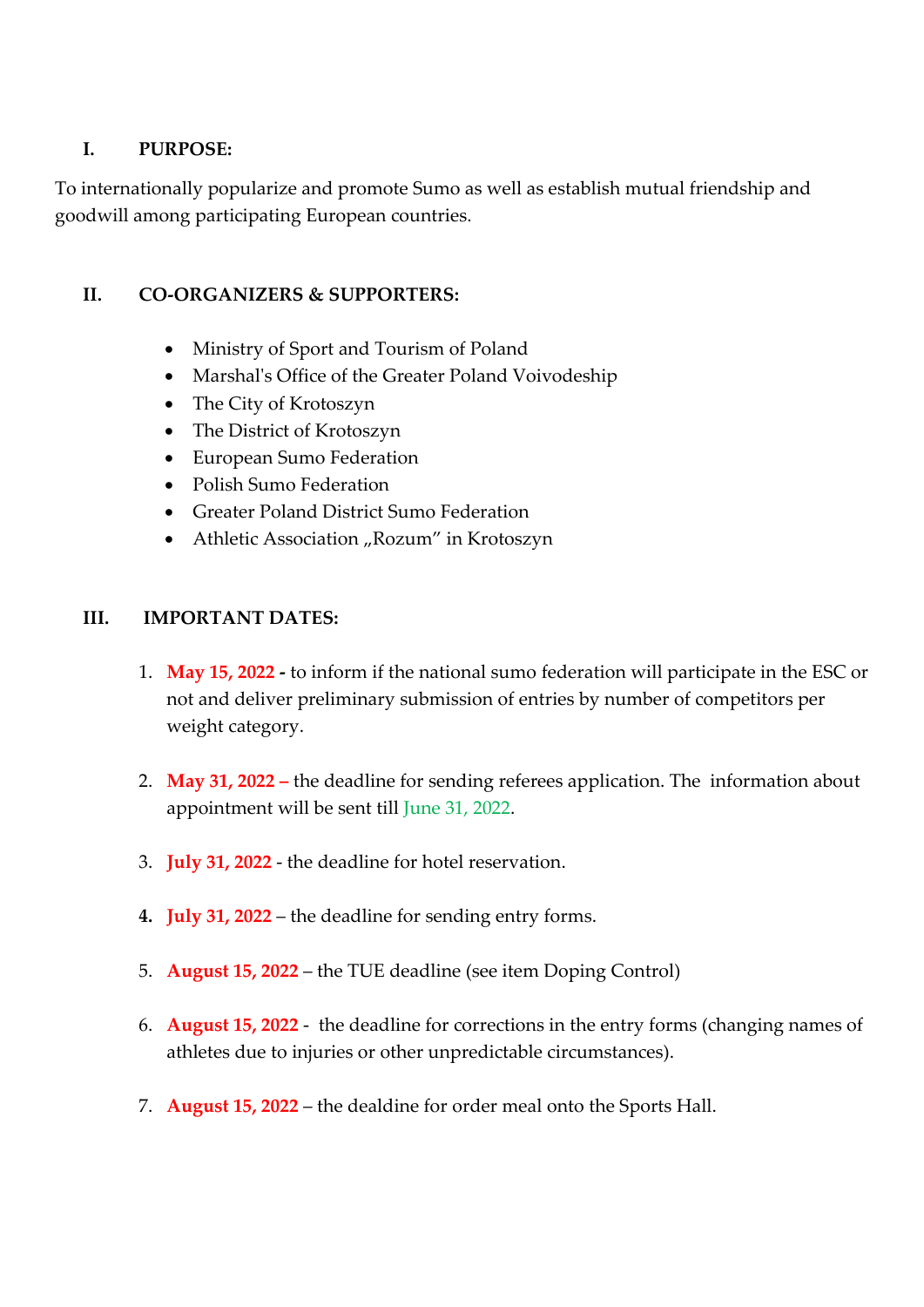## I. PURPOSE:

To internationally popularize and promote Sumo as well as establish mutual friendship and goodwill among participating European countries.

## II. CO-ORGANIZERS & SUPPORTERS:

- Ministry of Sport and Tourism of Poland
- Marshal's Office of the Greater Poland Voivodeship
- The City of Krotoszyn
- The District of Krotoszyn
- European Sumo Federation
- Polish Sumo Federation
- Greater Poland District Sumo Federation
- Athletic Association „Rozum" in Krotoszyn

## III. IMPORTANT DATES:

1. **May 15, 2022 -** to inform if the national sumo federation will participate in the ESC or not and deliver preliminary submission of entries by number of competitors per weight category.

2. **May 31, 2022 –** the deadline for sending referees application. The information about appointment will be sent till June 31, 2022.

3. **July 31, 2022** - the deadline for hotel reservation.

4. **July 31, 2022** – the deadline for sending entry forms.

5. **August 15, 2022** – the TUE deadline (see item Doping Control)

6. **August 15, 2022** - the deadline for corrections in the entry forms (changing names of athletes due to injuries or other unpredictable circumstances).

7. **August 15, 2022** – the dealdine for order meal onto the Sports Hall.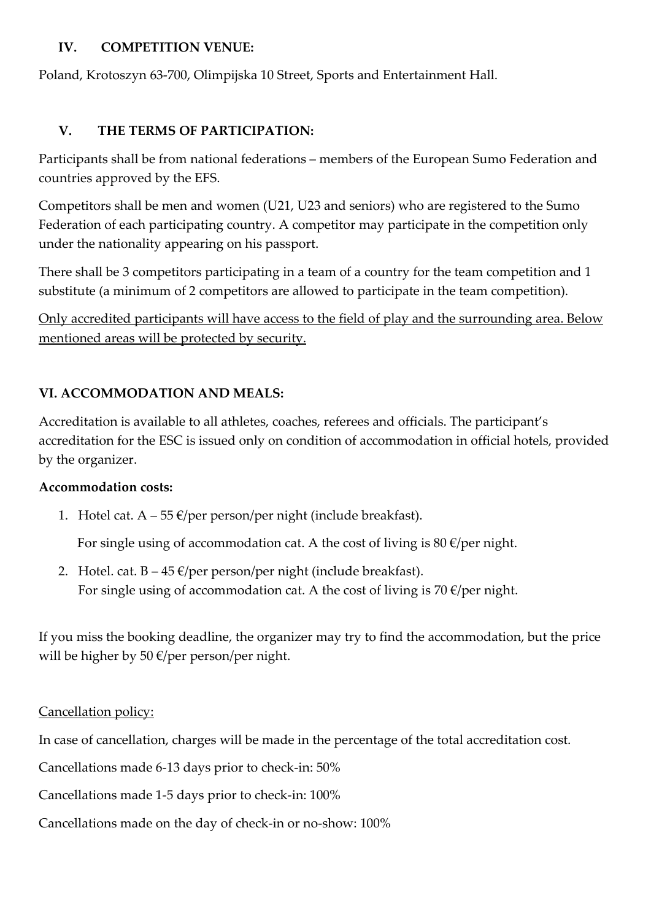## IV. COMPETITION VENUE:

Poland, Krotoszyn 63-700, Olimpijska 10 Street, Sports and Entertainment Hall.

## V. THE TERMS OF PARTICIPATION:

Participants shall be from national federations – members of the European Sumo Federation and countries approved by the EFS.

Competitors shall be men and women (U21, U23 and seniors) who are registered to the Sumo Federation of each participating country. A competitor may participate in the competition only under the nationality appearing on his passport.

There shall be 3 competitors participating in a team of a country for the team competition and 1 substitute (a minimum of 2 competitors are allowed to participate in the team competition).

<u>Only accredited participants will have access to the field of play and the surrounding area. Below mentioned areas will be protected by security.</u>

## VI. ACCOMMODATION AND MEALS:

Accreditation is available to all athletes, coaches, referees and officials. The participant's accreditation for the ESC is issued only on condition of accommodation in official hotels, provided by the organizer.

**Accommodation costs:**

1. Hotel cat. A – 55 €/per person/per night (include breakfast).

   For single using of accommodation cat. A the cost of living is 80 €/per night.

2. Hotel. cat. B – 45 €/per person/per night (include breakfast).
   For single using of accommodation cat. A the cost of living is 70 €/per night.

If you miss the booking deadline, the organizer may try to find the accommodation, but the price will be higher by 50 €/per person/per night.

<u>Cancellation policy:</u>

In case of cancellation, charges will be made in the percentage of the total accreditation cost.

Cancellations made 6-13 days prior to check-in: 50%

Cancellations made 1-5 days prior to check-in: 100%

Cancellations made on the day of check-in or no-show: 100%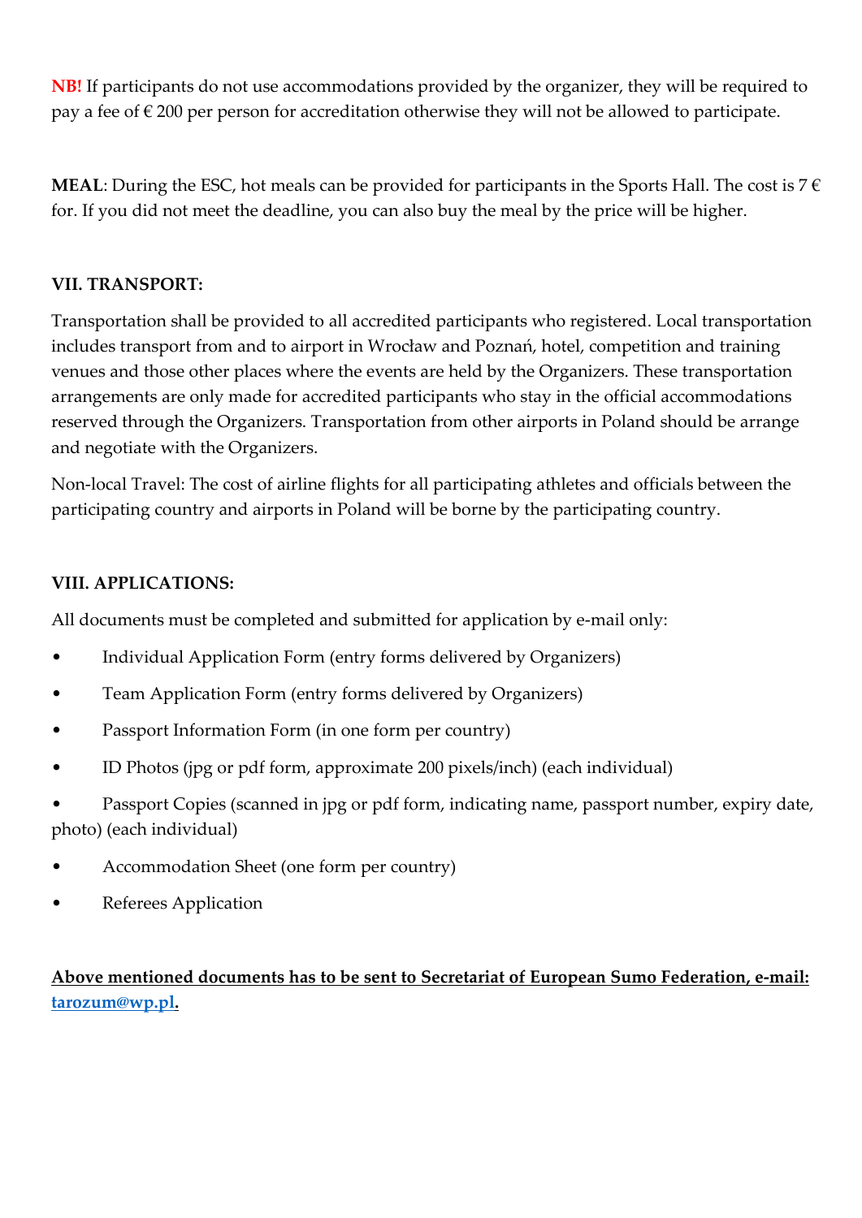**NB!** If participants do not use accommodations provided by the organizer, they will be required to pay a fee of € 200 per person for accreditation otherwise they will not be allowed to participate.

**MEAL**: During the ESC, hot meals can be provided for participants in the Sports Hall. The cost is 7 € for. If you did not meet the deadline, you can also buy the meal by the price will be higher.

### VII. TRANSPORT:

Transportation shall be provided to all accredited participants who registered. Local transportation includes transport from and to airport in Wrocław and Poznań, hotel, competition and training venues and those other places where the events are held by the Organizers. These transportation arrangements are only made for accredited participants who stay in the official accommodations reserved through the Organizers. Transportation from other airports in Poland should be arrange and negotiate with the Organizers.

Non-local Travel: The cost of airline flights for all participating athletes and officials between the participating country and airports in Poland will be borne by the participating country.

### VIII. APPLICATIONS:

All documents must be completed and submitted for application by e-mail only:

- Individual Application Form (entry forms delivered by Organizers)
- Team Application Form (entry forms delivered by Organizers)
- Passport Information Form (in one form per country)
- ID Photos (jpg or pdf form, approximate 200 pixels/inch) (each individual)
- Passport Copies (scanned in jpg or pdf form, indicating name, passport number, expiry date, photo) (each individual)
- Accommodation Sheet (one form per country)
- Referees Application

**Above mentioned documents has to be sent to Secretariat of European Sumo Federation, e-mail: tarozum@wp.pl.**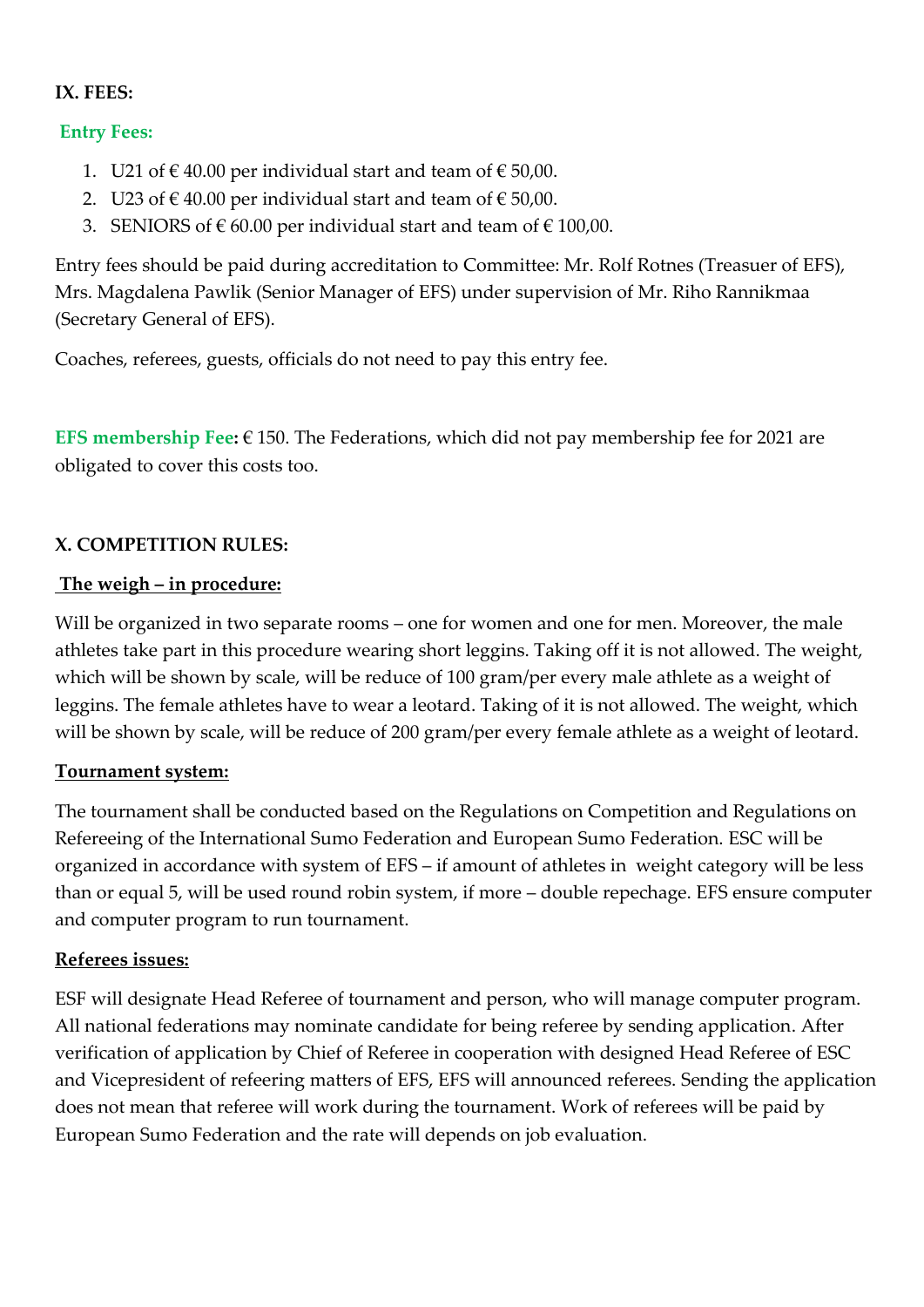**IX. FEES:**

**Entry Fees:**

1. U21 of € 40.00 per individual start and team of € 50,00.
2. U23 of € 40.00 per individual start and team of € 50,00.
3. SENIORS of € 60.00 per individual start and team of € 100,00.

Entry fees should be paid during accreditation to Committee: Mr. Rolf Rotnes (Treasuer of EFS), Mrs. Magdalena Pawlik (Senior Manager of EFS) under supervision of Mr. Riho Rannikmaa (Secretary General of EFS).

Coaches, referees, guests, officials do not need to pay this entry fee.

**EFS membership Fee:** € 150. The Federations, which did not pay membership fee for 2021 are obligated to cover this costs too.

**X. COMPETITION RULES:**

**The weigh – in procedure:**

Will be organized in two separate rooms – one for women and one for men. Moreover, the male athletes take part in this procedure wearing short leggins. Taking off it is not allowed. The weight, which will be shown by scale, will be reduce of 100 gram/per every male athlete as a weight of leggins. The female athletes have to wear a leotard. Taking of it is not allowed. The weight, which will be shown by scale, will be reduce of 200 gram/per every female athlete as a weight of leotard.

**Tournament system:**

The tournament shall be conducted based on the Regulations on Competition and Regulations on Refereeing of the International Sumo Federation and European Sumo Federation. ESC will be organized in accordance with system of EFS – if amount of athletes in weight category will be less than or equal 5, will be used round robin system, if more – double repechage. EFS ensure computer and computer program to run tournament.

**Referees issues:**

ESF will designate Head Referee of tournament and person, who will manage computer program. All national federations may nominate candidate for being referee by sending application. After verification of application by Chief of Referee in cooperation with designed Head Referee of ESC and Vicepresident of refeering matters of EFS, EFS will announced referees. Sending the application does not mean that referee will work during the tournament. Work of referees will be paid by European Sumo Federation and the rate will depends on job evaluation.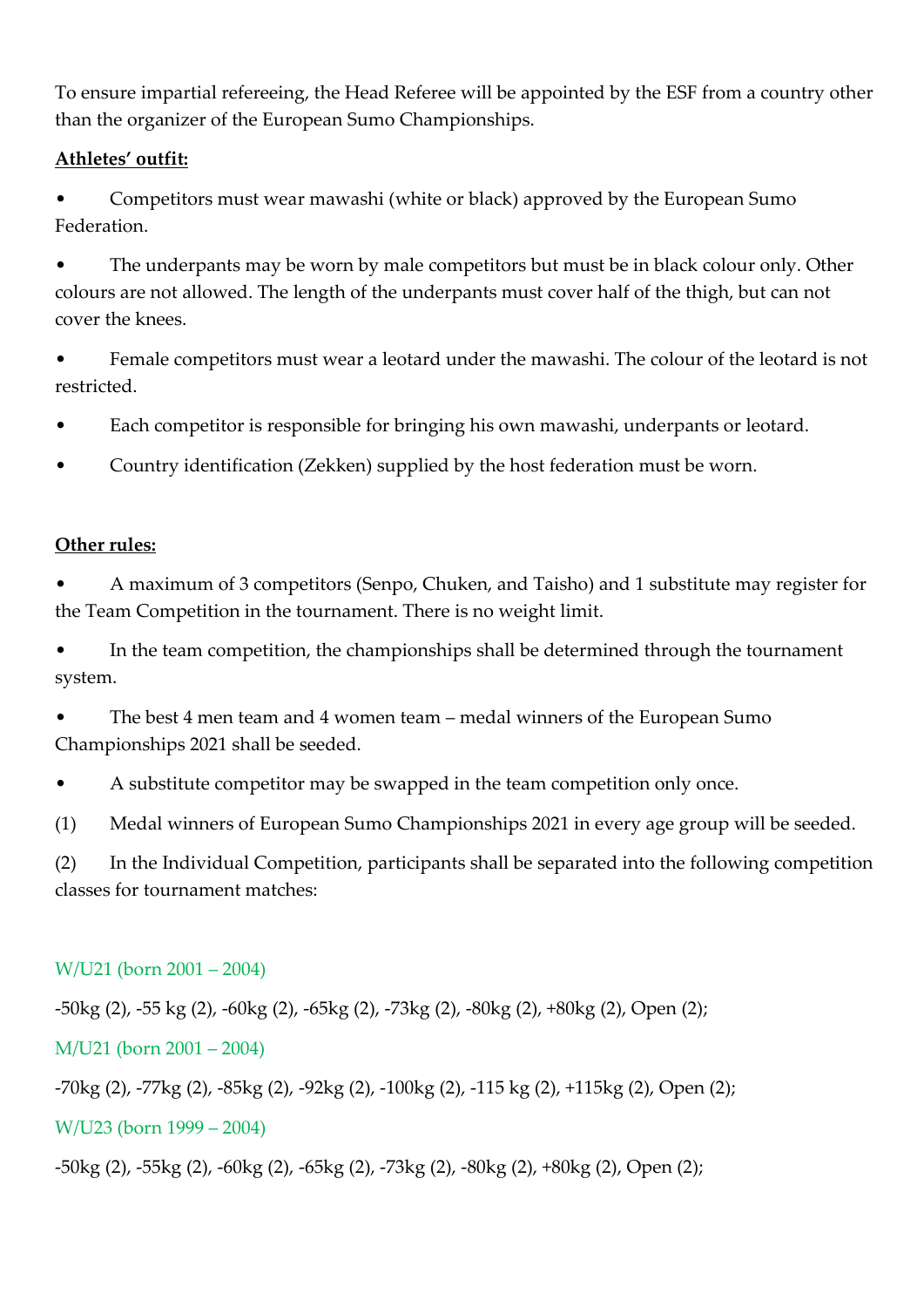To ensure impartial refereeing, the Head Referee will be appointed by the ESF from a country other than the organizer of the European Sumo Championships.

**Athletes' outfit:**

- Competitors must wear mawashi (white or black) approved by the European Sumo Federation.
- The underpants may be worn by male competitors but must be in black colour only. Other colours are not allowed. The length of the underpants must cover half of the thigh, but can not cover the knees.
- Female competitors must wear a leotard under the mawashi. The colour of the leotard is not restricted.
- Each competitor is responsible for bringing his own mawashi, underpants or leotard.
- Country identification (Zekken) supplied by the host federation must be worn.

**Other rules:**

- A maximum of 3 competitors (Senpo, Chuken, and Taisho) and 1 substitute may register for the Team Competition in the tournament. There is no weight limit.
- In the team competition, the championships shall be determined through the tournament system.
- The best 4 men team and 4 women team – medal winners of the European Sumo Championships 2021 shall be seeded.
- A substitute competitor may be swapped in the team competition only once.

(1) Medal winners of European Sumo Championships 2021 in every age group will be seeded.

(2) In the Individual Competition, participants shall be separated into the following competition classes for tournament matches:

W/U21 (born 2001 – 2004)

-50kg (2), -55 kg (2), -60kg (2), -65kg (2), -73kg (2), -80kg (2), +80kg (2), Open (2);

M/U21 (born 2001 – 2004)

-70kg (2), -77kg (2), -85kg (2), -92kg (2), -100kg (2), -115 kg (2), +115kg (2), Open (2);

W/U23 (born 1999 – 2004)

-50kg (2), -55kg (2), -60kg (2), -65kg (2), -73kg (2), -80kg (2), +80kg (2), Open (2);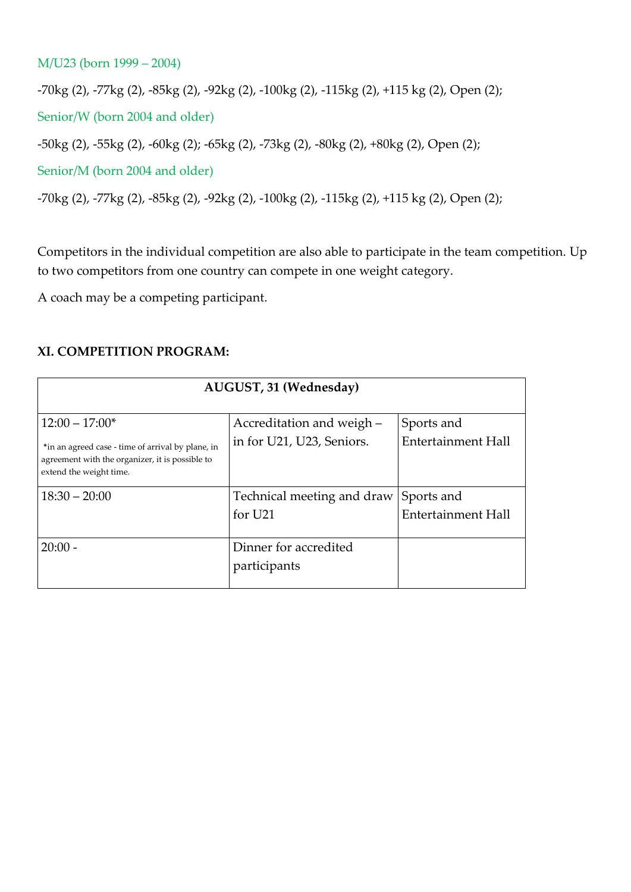M/U23 (born 1999 – 2004)

-70kg (2), -77kg (2), -85kg (2), -92kg (2), -100kg (2), -115kg (2), +115 kg (2), Open (2);

Senior/W (born 2004 and older)

-50kg (2), -55kg (2), -60kg (2); -65kg (2), -73kg (2), -80kg (2), +80kg (2), Open (2);

Senior/M (born 2004 and older)

-70kg (2), -77kg (2), -85kg (2), -92kg (2), -100kg (2), -115kg (2), +115 kg (2), Open (2);

Competitors in the individual competition are also able to participate in the team competition. Up to two competitors from one country can compete in one weight category.

A coach may be a competing participant.

### XI. COMPETITION PROGRAM:

| AUGUST, 31 (Wednesday) | | |
|---|---|---|
| 12:00 – 17:00* <br> *in an agreed case - time of arrival by plane, in agreement with the organizer, it is possible to extend the weight time. | Accreditation and weigh – in for U21, U23, Seniors. | Sports and Entertainment Hall |
| 18:30 – 20:00 | Technical meeting and draw for U21 | Sports and Entertainment Hall |
| 20:00 - | Dinner for accredited participants | |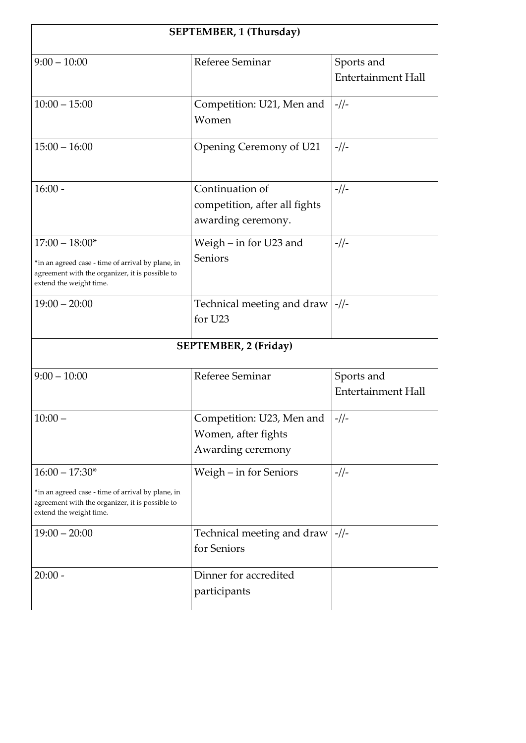| SEPTEMBER, 1 (Thursday) | | |
|---|---|---|
| 9:00 – 10:00 | Referee Seminar | Sports and Entertainment Hall |
| 10:00 – 15:00 | Competition: U21, Men and Women | -//- |
| 15:00 – 16:00 | Opening Ceremony of U21 | -//- |
| 16:00 - | Continuation of competition, after all fights awarding ceremony. | -//- |
| 17:00 – 18:00*<br>*in an agreed case - time of arrival by plane, in agreement with the organizer, it is possible to extend the weight time. | Weigh – in for U23 and Seniors | -//- |
| 19:00 – 20:00 | Technical meeting and draw for U23 | -//- |
| **SEPTEMBER, 2 (Friday)** | | |
| 9:00 – 10:00 | Referee Seminar | Sports and Entertainment Hall |
| 10:00 – | Competition: U23, Men and Women, after fights Awarding ceremony | -//- |
| 16:00 – 17:30*<br>*in an agreed case - time of arrival by plane, in agreement with the organizer, it is possible to extend the weight time. | Weigh – in for Seniors | -//- |
| 19:00 – 20:00 | Technical meeting and draw for Seniors | -//- |
| 20:00 - | Dinner for accredited participants | |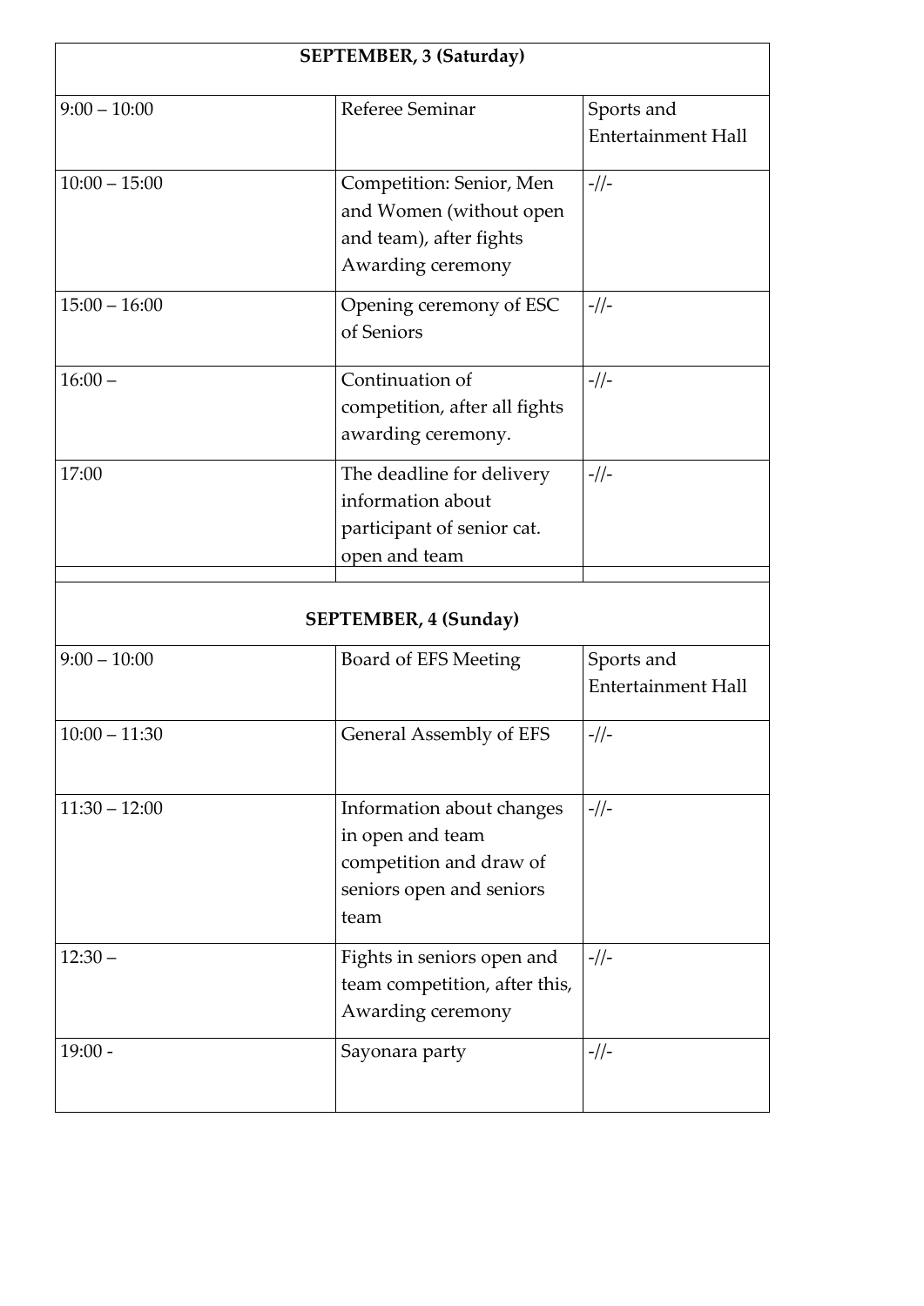| SEPTEMBER, 3 (Saturday) | | |
|---|---|---|
| 9:00 – 10:00 | Referee Seminar | Sports and Entertainment Hall |
| 10:00 – 15:00 | Competition: Senior, Men and Women (without open and team), after fights Awarding ceremony | -//- |
| 15:00 – 16:00 | Opening ceremony of ESC of Seniors | -//- |
| 16:00 – | Continuation of competition, after all fights awarding ceremony. | -//- |
| 17:00 | The deadline for delivery information about participant of senior cat. open and team | -//- |
| | | |
| **SEPTEMBER, 4 (Sunday)** | | |
| 9:00 – 10:00 | Board of EFS Meeting | Sports and Entertainment Hall |
| 10:00 – 11:30 | General Assembly of EFS | -//- |
| 11:30 – 12:00 | Information about changes in open and team competition and draw of seniors open and seniors team | -//- |
| 12:30 – | Fights in seniors open and team competition, after this, Awarding ceremony | -//- |
| 19:00 - | Sayonara party | -//- |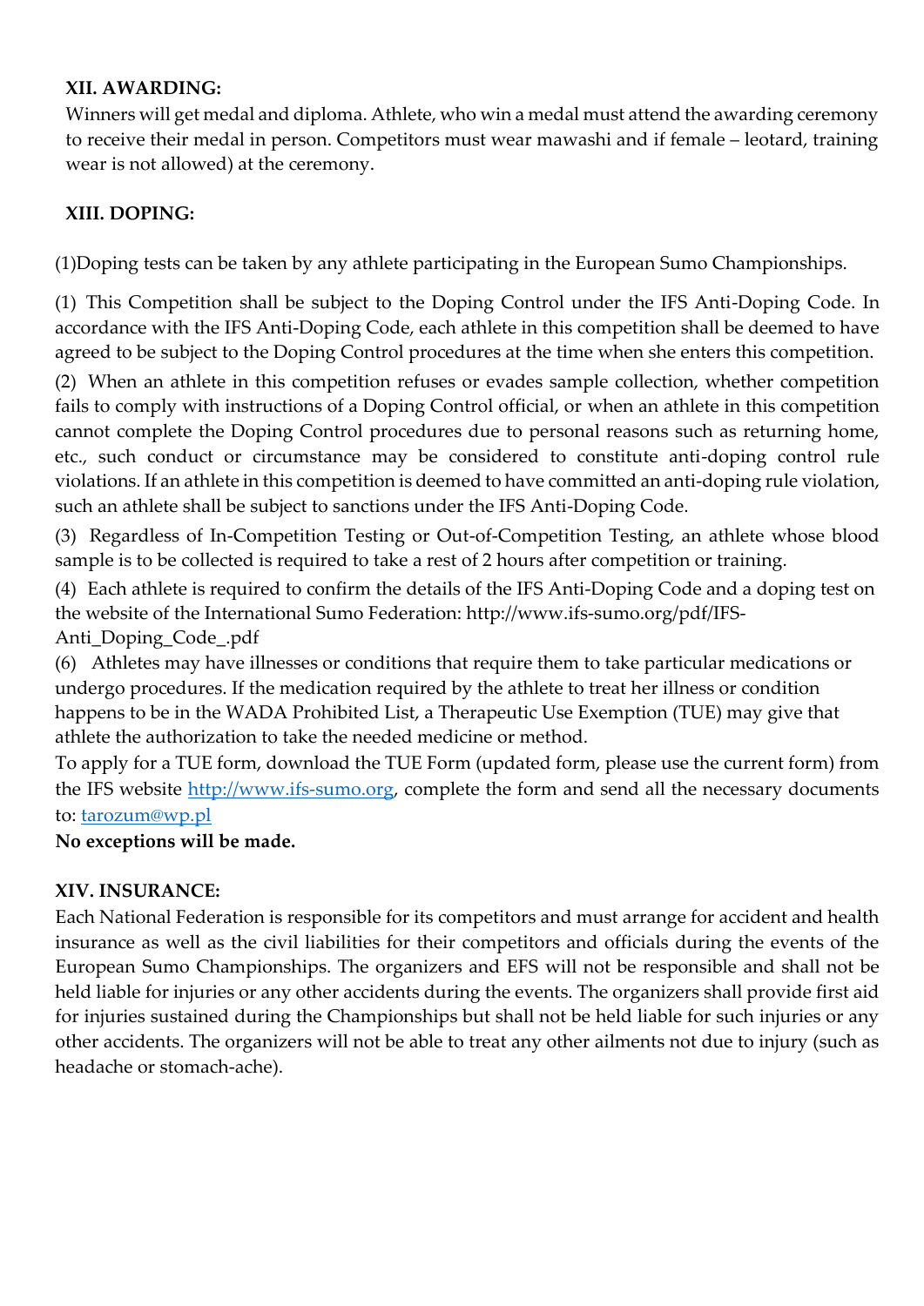**XII. AWARDING:**

Winners will get medal and diploma. Athlete, who win a medal must attend the awarding ceremony to receive their medal in person. Competitors must wear mawashi and if female – leotard, training wear is not allowed) at the ceremony.

**XIII. DOPING:**

(1)Doping tests can be taken by any athlete participating in the European Sumo Championships.

(1) This Competition shall be subject to the Doping Control under the IFS Anti-Doping Code. In accordance with the IFS Anti-Doping Code, each athlete in this competition shall be deemed to have agreed to be subject to the Doping Control procedures at the time when she enters this competition.

(2) When an athlete in this competition refuses or evades sample collection, whether competition fails to comply with instructions of a Doping Control official, or when an athlete in this competition cannot complete the Doping Control procedures due to personal reasons such as returning home, etc., such conduct or circumstance may be considered to constitute anti-doping control rule violations. If an athlete in this competition is deemed to have committed an anti-doping rule violation, such an athlete shall be subject to sanctions under the IFS Anti-Doping Code.

(3) Regardless of In-Competition Testing or Out-of-Competition Testing, an athlete whose blood sample is to be collected is required to take a rest of 2 hours after competition or training.

(4) Each athlete is required to confirm the details of the IFS Anti-Doping Code and a doping test on the website of the International Sumo Federation: http://www.ifs-sumo.org/pdf/IFS-Anti_Doping_Code_.pdf

(6) Athletes may have illnesses or conditions that require them to take particular medications or undergo procedures. If the medication required by the athlete to treat her illness or condition happens to be in the WADA Prohibited List, a Therapeutic Use Exemption (TUE) may give that athlete the authorization to take the needed medicine or method.

To apply for a TUE form, download the TUE Form (updated form, please use the current form) from the IFS website [http://www.ifs-sumo.org](http://www.ifs-sumo.org), complete the form and send all the necessary documents to: [tarozum@wp.pl](mailto:tarozum@wp.pl)

**No exceptions will be made.**

**XIV. INSURANCE:**

Each National Federation is responsible for its competitors and must arrange for accident and health insurance as well as the civil liabilities for their competitors and officials during the events of the European Sumo Championships. The organizers and EFS will not be responsible and shall not be held liable for injuries or any other accidents during the events. The organizers shall provide first aid for injuries sustained during the Championships but shall not be held liable for such injuries or any other accidents. The organizers will not be able to treat any other ailments not due to injury (such as headache or stomach-ache).